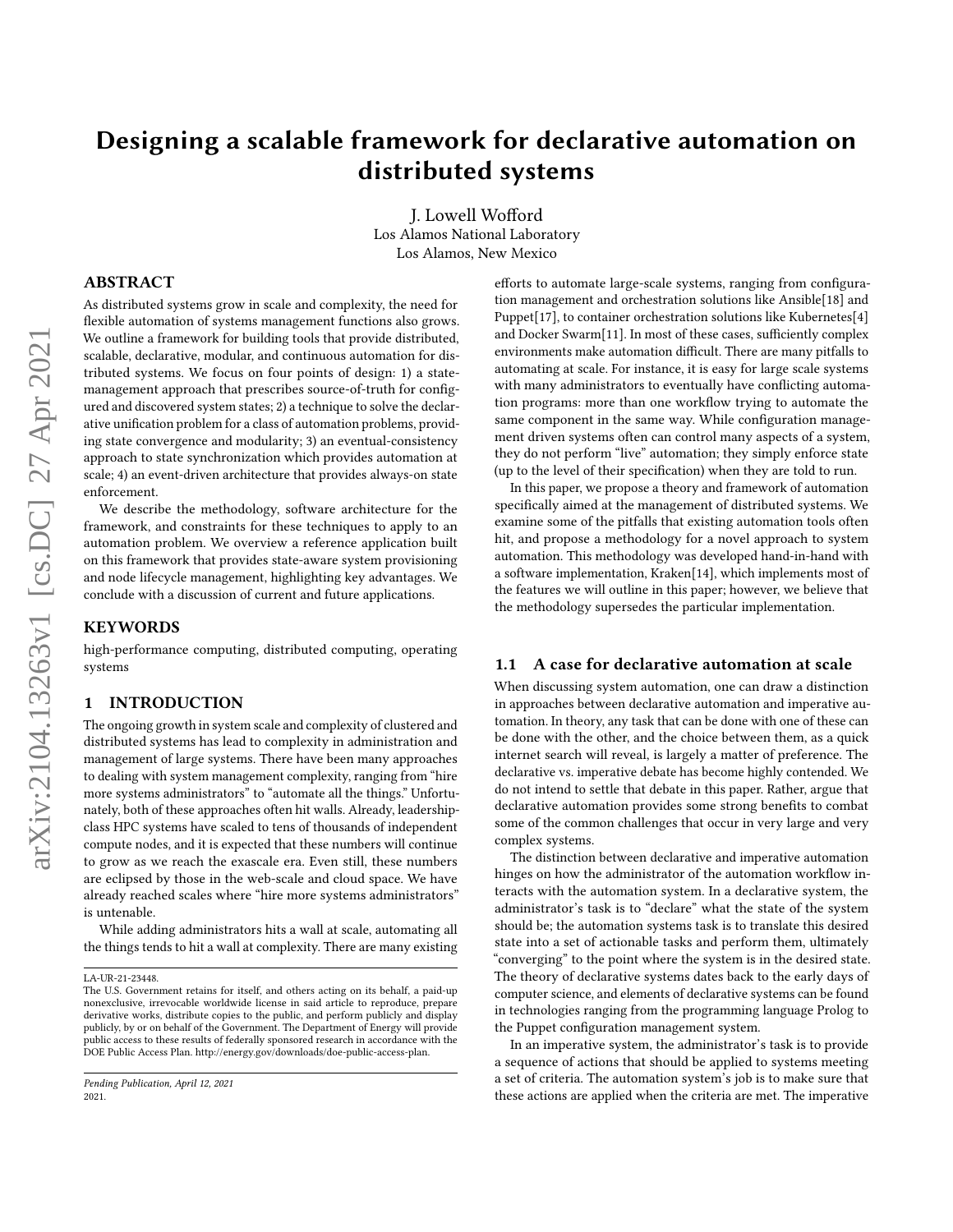# Designing a scalable framework for declarative automation on distributed systems

J. Lowell Wofford
Los Alamos National Laboratory
Los Alamos, New Mexico

## ABSTRACT

As distributed systems grow in scale and complexity, the need for flexible automation of systems management functions also grows. We outline a framework for building tools that provide distributed, scalable, declarative, modular, and continuous automation for distributed systems. We focus on four points of design: 1) a state-management approach that prescribes source-of-truth for configured and discovered system states; 2) a technique to solve the declarative unification problem for a class of automation problems, providing state convergence and modularity; 3) an eventual-consistency approach to state synchronization which provides automation at scale; 4) an event-driven architecture that provides always-on state enforcement.

We describe the methodology, software architecture for the framework, and constraints for these techniques to apply to an automation problem. We overview a reference application built on this framework that provides state-aware system provisioning and node lifecycle management, highlighting key advantages. We conclude with a discussion of current and future applications.

## KEYWORDS

high-performance computing, distributed computing, operating systems

## 1 INTRODUCTION

The ongoing growth in system scale and complexity of clustered and distributed systems has lead to complexity in administration and management of large systems. There have been many approaches to dealing with system management complexity, ranging from "hire more systems administrators" to "automate all the things." Unfortunately, both of these approaches often hit walls. Already, leadership-class HPC systems have scaled to tens of thousands of independent compute nodes, and it is expected that these numbers will continue to grow as we reach the exascale era. Even still, these numbers are eclipsed by those in the web-scale and cloud space. We have already reached scales where "hire more systems administrators" is untenable.

While adding administrators hits a wall at scale, automating all the things tends to hit a wall at complexity. There are many existing efforts to automate large-scale systems, ranging from configuration management and orchestration solutions like Ansible[18] and Puppet[17], to container orchestration solutions like Kubernetes[4] and Docker Swarm[11]. In most of these cases, sufficiently complex environments make automation difficult. There are many pitfalls to automating at scale. For instance, it is easy for large scale systems with many administrators to eventually have conflicting automation programs: more than one workflow trying to automate the same component in the same way. While configuration management driven systems often can control many aspects of a system, they do not perform "live" automation; they simply enforce state (up to the level of their specification) when they are told to run.

In this paper, we propose a theory and framework of automation specifically aimed at the management of distributed systems. We examine some of the pitfalls that existing automation tools often hit, and propose a methodology for a novel approach to system automation. This methodology was developed hand-in-hand with a software implementation, Kraken[14], which implements most of the features we will outline in this paper; however, we believe that the methodology supersedes the particular implementation.

### 1.1 A case for declarative automation at scale

When discussing system automation, one can draw a distinction in approaches between declarative automation and imperative automation. In theory, any task that can be done with one of these can be done with the other, and the choice between them, as a quick internet search will reveal, is largely a matter of preference. The declarative vs. imperative debate has become highly contended. We do not intend to settle that debate in this paper. Rather, argue that declarative automation provides some strong benefits to combat some of the common challenges that occur in very large and very complex systems.

The distinction between declarative and imperative automation hinges on how the administrator of the automation workflow interacts with the automation system. In a declarative system, the administrator's task is to "declare" what the state of the system should be; the automation systems task is to translate this desired state into a set of actionable tasks and perform them, ultimately "converging" to the point where the system is in the desired state. The theory of declarative systems dates back to the early days of computer science, and elements of declarative systems can be found in technologies ranging from the programming language Prolog to the Puppet configuration management system.

In an imperative system, the administrator's task is to provide a sequence of actions that should be applied to systems meeting a set of criteria. The automation system's job is to make sure that these actions are applied when the criteria are met. The imperative

---

LA-UR-21-23448.
The U.S. Government retains for itself, and others acting on its behalf, a paid-up nonexclusive, irrevocable worldwide license in said article to reproduce, prepare derivative works, distribute copies to the public, and perform publicly and display publicly, by or on behalf of the Government. The Department of Energy will provide public access to these results of federally sponsored research in accordance with the DOE Public Access Plan. http://energy.gov/downloads/doe-public-access-plan.

*Pending Publication, April 12, 2021*
2021.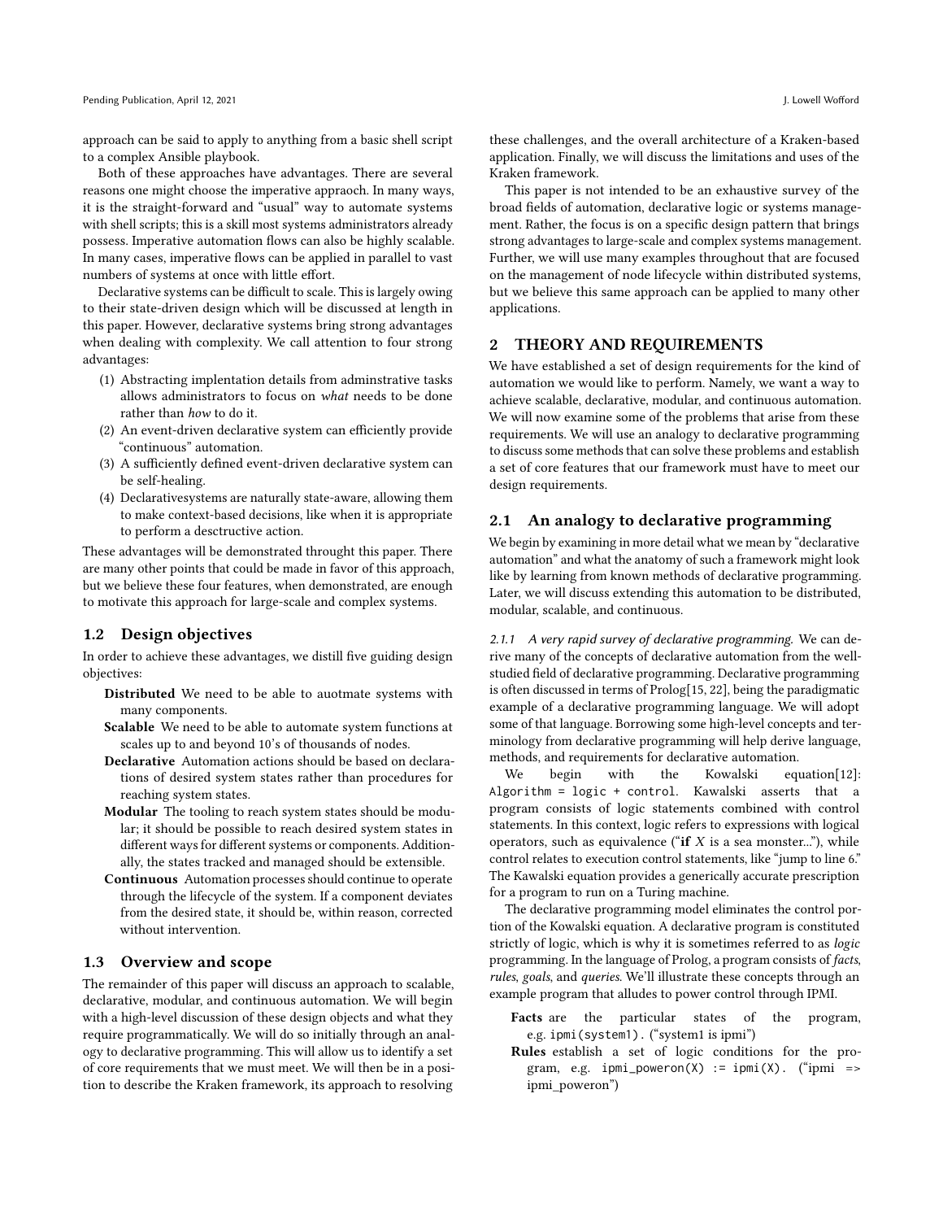approach can be said to apply to anything from a basic shell script to a complex Ansible playbook.

Both of these approaches have advantages. There are several reasons one might choose the imperative appraoch. In many ways, it is the straight-forward and "usual" way to automate systems with shell scripts; this is a skill most systems administrators already possess. Imperative automation flows can also be highly scalable. In many cases, imperative flows can be applied in parallel to vast numbers of systems at once with little effort.

Declarative systems can be difficult to scale. This is largely owing to their state-driven design which will be discussed at length in this paper. However, declarative systems bring strong advantages when dealing with complexity. We call attention to four strong advantages:

1. Abstracting implentation details from adminstrative tasks allows administrators to focus on *what* needs to be done rather than *how* to do it.
2. An event-driven declarative system can efficiently provide "continuous" automation.
3. A sufficiently defined event-driven declarative system can be self-healing.
4. Declarativesystems are naturally state-aware, allowing them to make context-based decisions, like when it is appropriate to perform a desctructive action.

These advantages will be demonstrated throught this paper. There are many other points that could be made in favor of this approach, but we believe these four features, when demonstrated, are enough to motivate this approach for large-scale and complex systems.

## 1.2 Design objectives

In order to achieve these advantages, we distill five guiding design objectives:

**Distributed** We need to be able to auotmate systems with many components.

**Scalable** We need to be able to automate system functions at scales up to and beyond 10's of thousands of nodes.

**Declarative** Automation actions should be based on declarations of desired system states rather than procedures for reaching system states.

**Modular** The tooling to reach system states should be modular; it should be possible to reach desired system states in different ways for different systems or components. Additionally, the states tracked and managed should be extensible.

**Continuous** Automation processes should continue to operate through the lifecycle of the system. If a component deviates from the desired state, it should be, within reason, corrected without intervention.

## 1.3 Overview and scope

The remainder of this paper will discuss an approach to scalable, declarative, modular, and continuous automation. We will begin with a high-level discussion of these design objects and what they require programmatically. We will do so initially through an analogy to declarative programming. This will allow us to identify a set of core requirements that we must meet. We will then be in a position to describe the Kraken framework, its approach to resolving these challenges, and the overall architecture of a Kraken-based application. Finally, we will discuss the limitations and uses of the Kraken framework.

This paper is not intended to be an exhaustive survey of the broad fields of automation, declarative logic or systems management. Rather, the focus is on a specific design pattern that brings strong advantages to large-scale and complex systems management. Further, we will use many examples throughout that are focused on the management of node lifecycle within distributed systems, but we believe this same approach can be applied to many other applications.

# 2 THEORY AND REQUIREMENTS

We have established a set of design requirements for the kind of automation we would like to perform. Namely, we want a way to achieve scalable, declarative, modular, and continuous automation. We will now examine some of the problems that arise from these requirements. We will use an analogy to declarative programming to discuss some methods that can solve these problems and establish a set of core features that our framework must have to meet our design requirements.

## 2.1 An analogy to declarative programming

We begin by examining in more detail what we mean by "declarative automation" and what the anatomy of such a framework might look like by learning from known methods of declarative programming. Later, we will discuss extending this automation to be distributed, modular, scalable, and continuous.

*2.1.1 A very rapid survey of declarative programming.* We can derive many of the concepts of declarative automation from the well-studied field of declarative programming. Declarative programming is often discussed in terms of Prolog[15, 22], being the paradigmatic example of a declarative programming language. We will adopt some of that language. Borrowing some high-level concepts and terminology from declarative programming will help derive language, methods, and requirements for declarative automation.

We begin with the Kowalski equation[12]: `Algorithm = logic + control`. Kawalski asserts that a program consists of logic statements combined with control statements. In this context, logic refers to expressions with logical operators, such as equivalence ("**if** $X$ is a sea monster..."), while control relates to execution control statements, like "jump to line 6." The Kawalski equation provides a generically accurate prescription for a program to run on a Turing machine.

The declarative programming model eliminates the control portion of the Kowalski equation. A declarative program is constituted strictly of logic, which is why it is sometimes referred to as *logic* programming. In the language of Prolog, a program consists of *facts*, *rules*, *goals*, and *queries*. We'll illustrate these concepts through an example program that alludes to power control through IPMI.

**Facts** are the particular states of the program, e.g. `ipmi(system1).` ("system1 is ipmi")

**Rules** establish a set of logic conditions for the program, e.g. `ipmi_poweron(X) := ipmi(X).` ("ipmi => ipmi_poweron")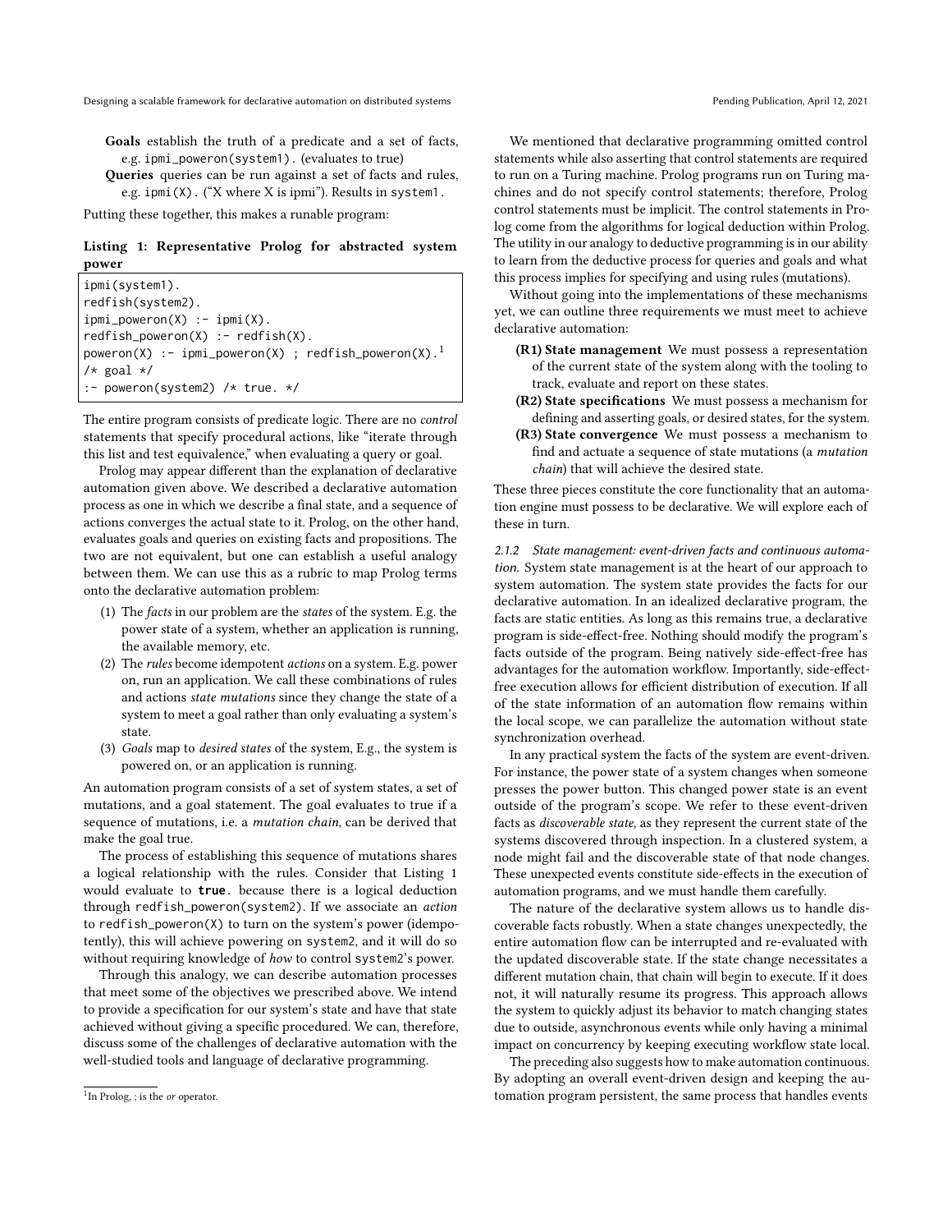**Goals** establish the truth of a predicate and a set of facts, e.g. `ipmi_poweron(system1).` (evaluates to true)

**Queries** queries can be run against a set of facts and rules, e.g. `ipmi(X).` ("X where X is ipmi"). Results in `system1`.

Putting these together, this makes a runable program:

**Listing 1: Representative Prolog for abstracted system power**

```
ipmi(system1).
redfish(system2).
ipmi_poweron(X) :- ipmi(X).
redfish_poweron(X) :- redfish(X).
poweron(X) :- ipmi_poweron(X) ; redfish_poweron(X).[1]
/* goal */
:- poweron(system2) /* true. */
```

The entire program consists of predicate logic. There are no *control* statements that specify procedural actions, like "iterate through this list and test equivalence," when evaluating a query or goal.

Prolog may appear different than the explanation of declarative automation given above. We described a declarative automation process as one in which we describe a final state, and a sequence of actions converges the actual state to it. Prolog, on the other hand, evaluates goals and queries on existing facts and propositions. The two are not equivalent, but one can establish a useful analogy between them. We can use this as a rubric to map Prolog terms onto the declarative automation problem:

1. The *facts* in our problem are the *states* of the system. E.g. the power state of a system, whether an application is running, the available memory, etc.
2. The *rules* become idempotent *actions* on a system. E.g. power on, run an application. We call these combinations of rules and actions *state mutations* since they change the state of a system to meet a goal rather than only evaluating a system's state.
3. *Goals* map to *desired states* of the system, E.g., the system is powered on, or an application is running.

An automation program consists of a set of system states, a set of mutations, and a goal statement. The goal evaluates to true if a sequence of mutations, i.e. a *mutation chain*, can be derived that make the goal true.

The process of establishing this sequence of mutations shares a logical relationship with the rules. Consider that Listing 1 would evaluate to **`true.`** because there is a logical deduction through `redfish_poweron(system2)`. If we associate an *action* to `redfish_poweron(X)` to turn on the system's power (idempotently), this will achieve powering on `system2`, and it will do so without requiring knowledge of *how* to control `system2`'s power.

Through this analogy, we can describe automation processes that meet some of the objectives we prescribed above. We intend to provide a specification for our system's state and have that state achieved without giving a specific procedured. We can, therefore, discuss some of the challenges of declarative automation with the well-studied tools and language of declarative programming.

[1] In Prolog, ; is the *or* operator.

We mentioned that declarative programming omitted control statements while also asserting that control statements are required to run on a Turing machine. Prolog programs run on Turing machines and do not specify control statements; therefore, Prolog control statements must be implicit. The control statements in Prolog come from the algorithms for logical deduction within Prolog. The utility in our analogy to deductive programming is in our ability to learn from the deductive process for queries and goals and what this process implies for specifying and using rules (mutations).

Without going into the implementations of these mechanisms yet, we can outline three requirements we must meet to achieve declarative automation:

- **(R1) State management** We must possess a representation of the current state of the system along with the tooling to track, evaluate and report on these states.
- **(R2) State specifications** We must possess a mechanism for defining and asserting goals, or desired states, for the system.
- **(R3) State convergence** We must possess a mechanism to find and actuate a sequence of state mutations (a *mutation chain*) that will achieve the desired state.

These three pieces constitute the core functionality that an automation engine must possess to be declarative. We will explore each of these in turn.

#### 2.1.2 State management: event-driven facts and continuous automation.

System state management is at the heart of our approach to system automation. The system state provides the facts for our declarative automation. In an idealized declarative program, the facts are static entities. As long as this remains true, a declarative program is side-effect-free. Nothing should modify the program's facts outside of the program. Being natively side-effect-free has advantages for the automation workflow. Importantly, side-effect-free execution allows for efficient distribution of execution. If all of the state information of an automation flow remains within the local scope, we can parallelize the automation without state synchronization overhead.

In any practical system the facts of the system are event-driven. For instance, the power state of a system changes when someone presses the power button. This changed power state is an event outside of the program's scope. We refer to these event-driven facts as *discoverable state*, as they represent the current state of the systems discovered through inspection. In a clustered system, a node might fail and the discoverable state of that node changes. These unexpected events constitute side-effects in the execution of automation programs, and we must handle them carefully.

The nature of the declarative system allows us to handle discoverable facts robustly. When a state changes unexpectedly, the entire automation flow can be interrupted and re-evaluated with the updated discoverable state. If the state change necessitates a different mutation chain, that chain will begin to execute. If it does not, it will naturally resume its progress. This approach allows the system to quickly adjust its behavior to match changing states due to outside, asynchronous events while only having a minimal impact on concurrency by keeping executing workflow state local.

The preceding also suggests how to make automation continuous. By adopting an overall event-driven design and keeping the automation program persistent, the same process that handles events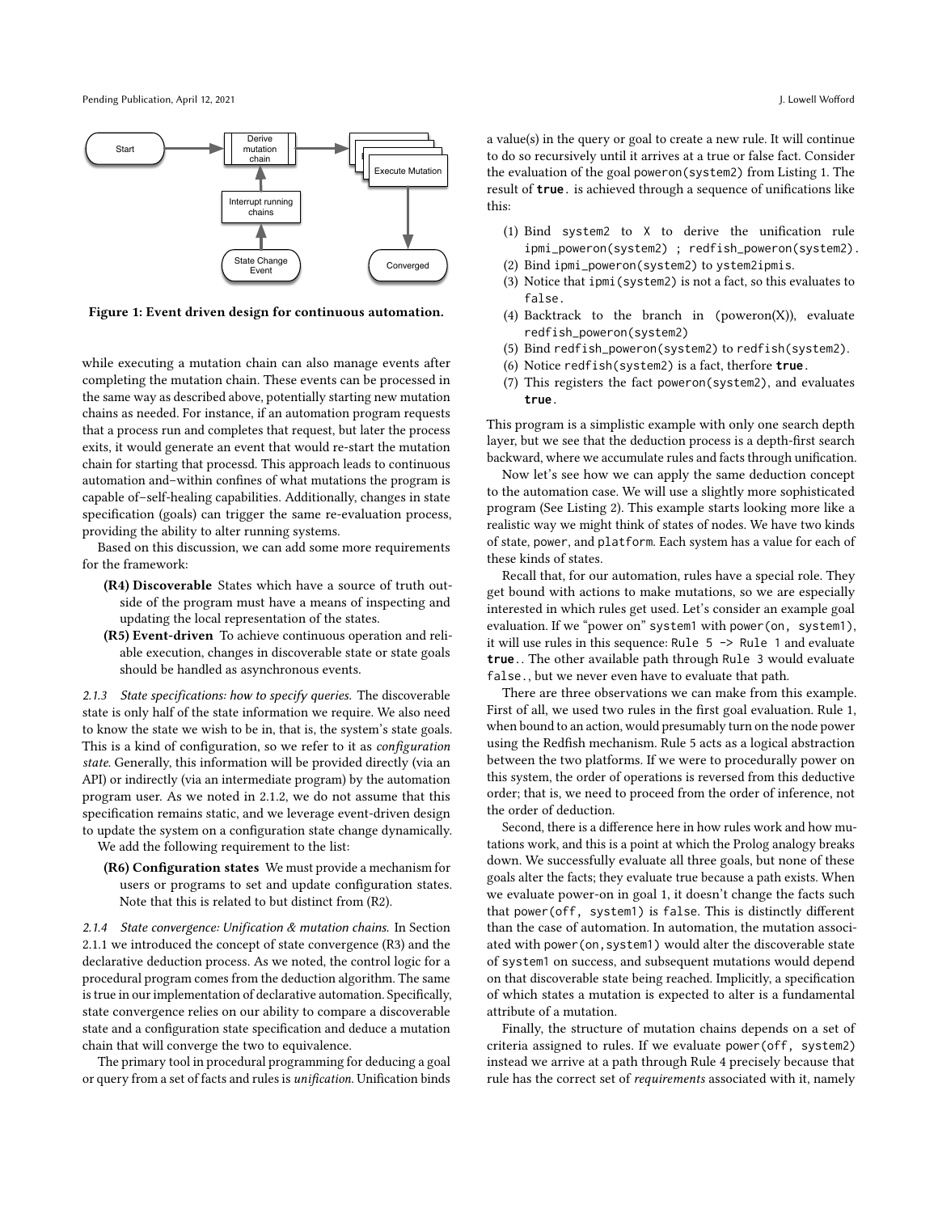Figure 1: Event driven design for continuous automation.

while executing a mutation chain can also manage events after completing the mutation chain. These events can be processed in the same way as described above, potentially starting new mutation chains as needed. For instance, if an automation program requests that a process run and completes that request, but later the process exits, it would generate an event that would re-start the mutation chain for starting that processd. This approach leads to continuous automation and–within confines of what mutations the program is capable of–self-healing capabilities. Additionally, changes in state specification (goals) can trigger the same re-evaluation process, providing the ability to alter running systems.

Based on this discussion, we can add some more requirements for the framework:

- **(R4) Discoverable** States which have a source of truth outside of the program must have a means of inspecting and updating the local representation of the states.
- **(R5) Event-driven** To achieve continuous operation and reliable execution, changes in discoverable state or state goals should be handled as asynchronous events.

*2.1.3 State specifications: how to specify queries.* The discoverable state is only half of the state information we require. We also need to know the state we wish to be in, that is, the system's state goals. This is a kind of configuration, so we refer to it as *configuration state*. Generally, this information will be provided directly (via an API) or indirectly (via an intermediate program) by the automation program user. As we noted in 2.1.2, we do not assume that this specification remains static, and we leverage event-driven design to update the system on a configuration state change dynamically.

We add the following requirement to the list:

- **(R6) Configuration states** We must provide a mechanism for users or programs to set and update configuration states. Note that this is related to but distinct from (R2).

*2.1.4 State convergence: Unification & mutation chains.* In Section 2.1.1 we introduced the concept of state convergence (R3) and the declarative deduction process. As we noted, the control logic for a procedural program comes from the deduction algorithm. The same is true in our implementation of declarative automation. Specifically, state convergence relies on our ability to compare a discoverable state and a configuration state specification and deduce a mutation chain that will converge the two to equivalence.

The primary tool in procedural programming for deducing a goal or query from a set of facts and rules is *unification*. Unification binds a value(s) in the query or goal to create a new rule. It will continue to do so recursively until it arrives at a true or false fact. Consider the evaluation of the goal `poweron(system2)` from Listing 1. The result of **`true.`** is achieved through a sequence of unifications like this:

1. Bind `system2` to `X` to derive the unification rule `ipmi_poweron(system2) ; redfish_poweron(system2).`
2. Bind `ipmi_poweron(system2)` to `ystem2ipmis`.
3. Notice that `ipmi(system2)` is not a fact, so this evaluates to `false.`
4. Backtrack to the branch in (poweron(X)), evaluate `redfish_poweron(system2)`
5. Bind `redfish_poweron(system2)` to `redfish(system2)`.
6. Notice `redfish(system2)` is a fact, therfore **`true.`**
7. This registers the fact `poweron(system2)`, and evaluates **`true.`**

This program is a simplistic example with only one search depth layer, but we see that the deduction process is a depth-first search backward, where we accumulate rules and facts through unification.

Now let's see how we can apply the same deduction concept to the automation case. We will use a slightly more sophisticated program (See Listing 2). This example starts looking more like a realistic way we might think of states of nodes. We have two kinds of state, `power`, and `platform`. Each system has a value for each of these kinds of states.

Recall that, for our automation, rules have a special role. They get bound with actions to make mutations, so we are especially interested in which rules get used. Let's consider an example goal evaluation. If we "power on" `system1` with `power(on, system1)`, it will use rules in this sequence: `Rule 5 -> Rule 1` and evaluate **`true.`**. The other available path through `Rule 3` would evaluate `false.`, but we never even have to evaluate that path.

There are three observations we can make from this example. First of all, we used two rules in the first goal evaluation. Rule 1, when bound to an action, would presumably turn on the node power using the Redfish mechanism. Rule 5 acts as a logical abstraction between the two platforms. If we were to procedurally power on this system, the order of operations is reversed from this deductive order; that is, we need to proceed from the order of inference, not the order of deduction.

Second, there is a difference here in how rules work and how mutations work, and this is a point at which the Prolog analogy breaks down. We successfully evaluate all three goals, but none of these goals alter the facts; they evaluate true because a path exists. When we evaluate power-on in goal 1, it doesn't change the facts such that `power(off, system1)` is `false`. This is distinctly different than the case of automation. In automation, the mutation associated with `power(on,system1)` would alter the discoverable state of `system1` on success, and subsequent mutations would depend on that discoverable state being reached. Implicitly, a specification of which states a mutation is expected to alter is a fundamental attribute of a mutation.

Finally, the structure of mutation chains depends on a set of criteria assigned to rules. If we evaluate `power(off, system2)` instead we arrive at a path through Rule 4 precisely because that rule has the correct set of *requirements* associated with it, namely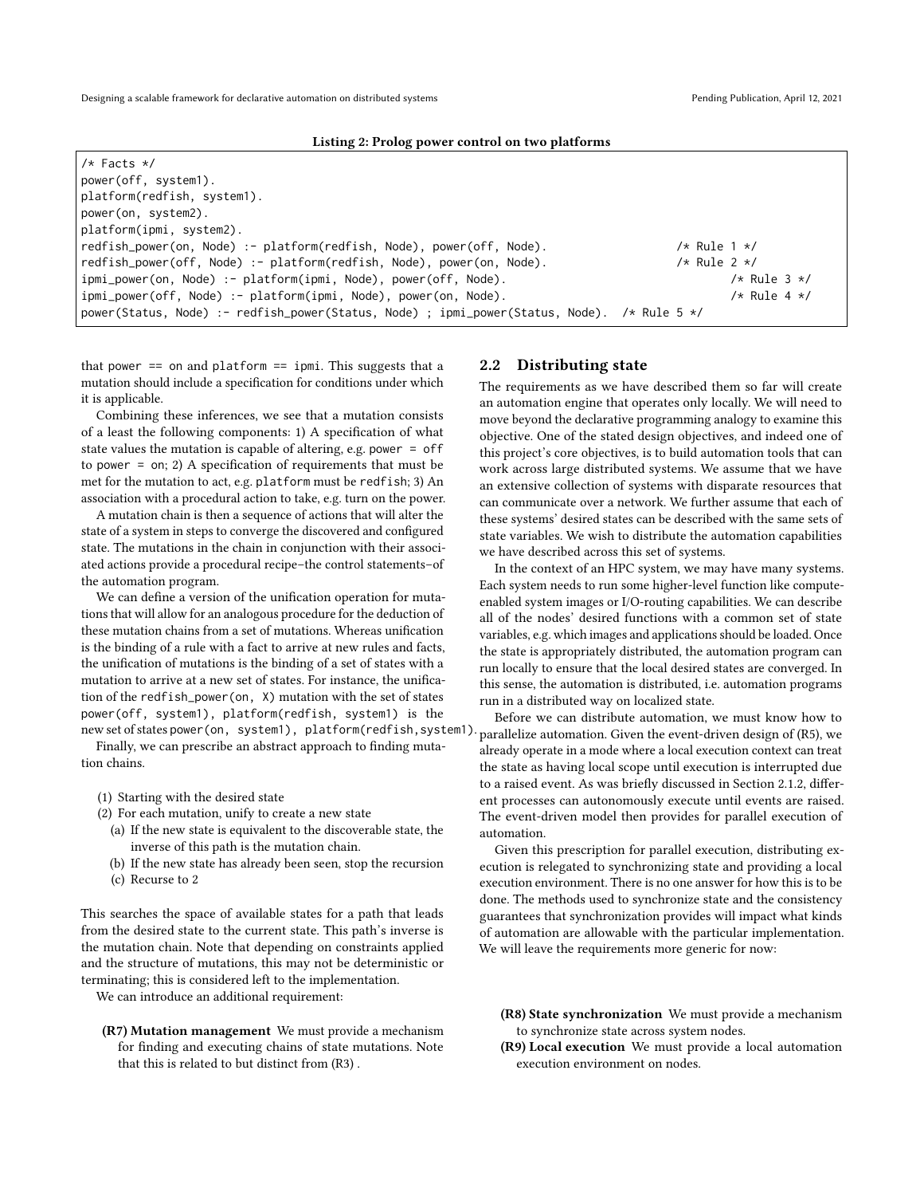**Listing 2: Prolog power control on two platforms**

```
/* Facts */
power(off, system1).
platform(redfish, system1).
power(on, system2).
platform(ipmi, system2).
redfish_power(on, Node) :- platform(redfish, Node), power(off, Node).              /* Rule 1 */
redfish_power(off, Node) :- platform(redfish, Node), power(on, Node).              /* Rule 2 */
ipmi_power(on, Node) :- platform(ipmi, Node), power(off, Node).                    /* Rule 3 */
ipmi_power(off, Node) :- platform(ipmi, Node), power(on, Node).                    /* Rule 4 */
power(Status, Node) :- redfish_power(Status, Node) ; ipmi_power(Status, Node).  /* Rule 5 */
```

that `power == on` and `platform == ipmi`. This suggests that a mutation should include a specification for conditions under which it is applicable.

Combining these inferences, we see that a mutation consists of a least the following components: 1) A specification of what state values the mutation is capable of altering, e.g. `power = off` to `power = on`; 2) A specification of requirements that must be met for the mutation to act, e.g. `platform` must be `redfish`; 3) An association with a procedural action to take, e.g. turn on the power.

A mutation chain is then a sequence of actions that will alter the state of a system in steps to converge the discovered and configured state. The mutations in the chain in conjunction with their associated actions provide a procedural recipe–the control statements–of the automation program.

We can define a version of the unification operation for mutations that will allow for an analogous procedure for the deduction of these mutation chains from a set of mutations. Whereas unification is the binding of a rule with a fact to arrive at new rules and facts, the unification of mutations is the binding of a set of states with a mutation to arrive at a new set of states. For instance, the unification of the `redfish_power(on, X)` mutation with the set of states `power(off, system1), platform(redfish, system1)` is the new set of states `power(on, system1), platform(redfish,system1)`.

Finally, we can prescribe an abstract approach to finding mutation chains.

1. Starting with the desired state
2. For each mutation, unify to create a new state
   (a) If the new state is equivalent to the discoverable state, the inverse of this path is the mutation chain.
   (b) If the new state has already been seen, stop the recursion
   (c) Recurse to 2

This searches the space of available states for a path that leads from the desired state to the current state. This path's inverse is the mutation chain. Note that depending on constraints applied and the structure of mutations, this may not be deterministic or terminating; this is considered left to the implementation.

We can introduce an additional requirement:

**(R7) Mutation management** We must provide a mechanism for finding and executing chains of state mutations. Note that this is related to but distinct from (R3) .

## 2.2 Distributing state

The requirements as we have described them so far will create an automation engine that operates only locally. We will need to move beyond the declarative programming analogy to examine this objective. One of the stated design objectives, and indeed one of this project's core objectives, is to build automation tools that can work across large distributed systems. We assume that we have an extensive collection of systems with disparate resources that can communicate over a network. We further assume that each of these systems' desired states can be described with the same sets of state variables. We wish to distribute the automation capabilities we have described across this set of systems.

In the context of an HPC system, we may have many systems. Each system needs to run some higher-level function like compute-enabled system images or I/O-routing capabilities. We can describe all of the nodes' desired functions with a common set of state variables, e.g. which images and applications should be loaded. Once the state is appropriately distributed, the automation program can run locally to ensure that the local desired states are converged. In this sense, the automation is distributed, i.e. automation programs run in a distributed way on localized state.

Before we can distribute automation, we must know how to parallelize automation. Given the event-driven design of (R5), we already operate in a mode where a local execution context can treat the state as having local scope until execution is interrupted due to a raised event. As was briefly discussed in Section 2.1.2, different processes can autonomously execute until events are raised. The event-driven model then provides for parallel execution of automation.

Given this prescription for parallel execution, distributing execution is relegated to synchronizing state and providing a local execution environment. There is no one answer for how this is to be done. The methods used to synchronize state and the consistency guarantees that synchronization provides will impact what kinds of automation are allowable with the particular implementation. We will leave the requirements more generic for now:

**(R8) State synchronization** We must provide a mechanism to synchronize state across system nodes.

**(R9) Local execution** We must provide a local automation execution environment on nodes.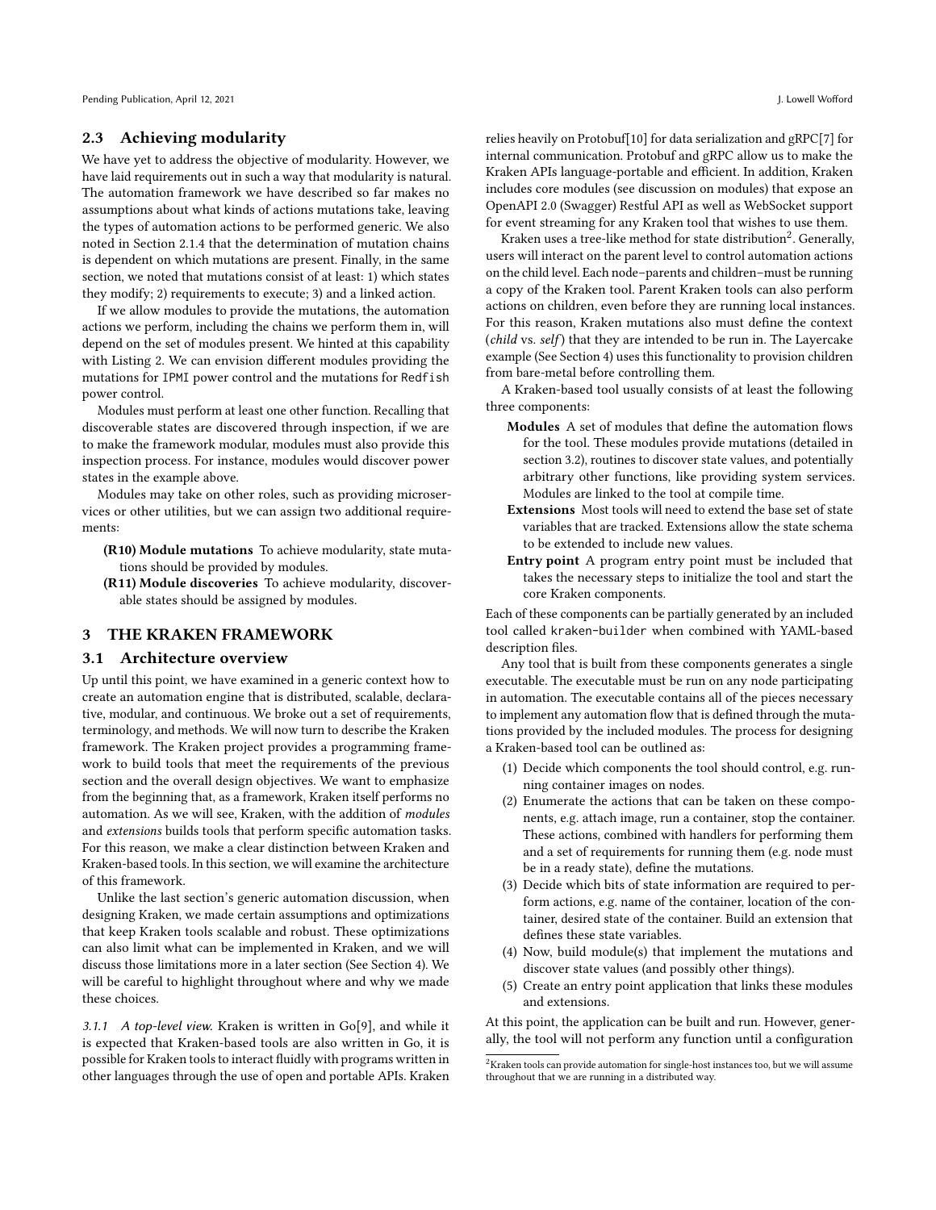## 2.3 Achieving modularity

We have yet to address the objective of modularity. However, we have laid requirements out in such a way that modularity is natural. The automation framework we have described so far makes no assumptions about what kinds of actions mutations take, leaving the types of automation actions to be performed generic. We also noted in Section 2.1.4 that the determination of mutation chains is dependent on which mutations are present. Finally, in the same section, we noted that mutations consist of at least: 1) which states they modify; 2) requirements to execute; 3) and a linked action.

If we allow modules to provide the mutations, the automation actions we perform, including the chains we perform them in, will depend on the set of modules present. We hinted at this capability with Listing 2. We can envision different modules providing the mutations for `IPMI` power control and the mutations for `Redfish` power control.

Modules must perform at least one other function. Recalling that discoverable states are discovered through inspection, if we are to make the framework modular, modules must also provide this inspection process. For instance, modules would discover power states in the example above.

Modules may take on other roles, such as providing microservices or other utilities, but we can assign two additional requirements:

- **(R10) Module mutations** To achieve modularity, state mutations should be provided by modules.
- **(R11) Module discoveries** To achieve modularity, discoverable states should be assigned by modules.

# 3 THE KRAKEN FRAMEWORK

## 3.1 Architecture overview

Up until this point, we have examined in a generic context how to create an automation engine that is distributed, scalable, declarative, modular, and continuous. We broke out a set of requirements, terminology, and methods. We will now turn to describe the Kraken framework. The Kraken project provides a programming framework to build tools that meet the requirements of the previous section and the overall design objectives. We want to emphasize from the beginning that, as a framework, Kraken itself performs no automation. As we will see, Kraken, with the addition of *modules* and *extensions* builds tools that perform specific automation tasks. For this reason, we make a clear distinction between Kraken and Kraken-based tools. In this section, we will examine the architecture of this framework.

Unlike the last section's generic automation discussion, when designing Kraken, we made certain assumptions and optimizations that keep Kraken tools scalable and robust. These optimizations can also limit what can be implemented in Kraken, and we will discuss those limitations more in a later section (See Section 4). We will be careful to highlight throughout where and why we made these choices.

*3.1.1 A top-level view.* Kraken is written in Go[9], and while it is expected that Kraken-based tools are also written in Go, it is possible for Kraken tools to interact fluidly with programs written in other languages through the use of open and portable APIs. Kraken relies heavily on Protobuf[10] for data serialization and gRPC[7] for internal communication. Protobuf and gRPC allow us to make the Kraken APIs language-portable and efficient. In addition, Kraken includes core modules (see discussion on modules) that expose an OpenAPI 2.0 (Swagger) Restful API as well as WebSocket support for event streaming for any Kraken tool that wishes to use them.

Kraken uses a tree-like method for state distribution[2]. Generally, users will interact on the parent level to control automation actions on the child level. Each node–parents and children–must be running a copy of the Kraken tool. Parent Kraken tools can also perform actions on children, even before they are running local instances. For this reason, Kraken mutations also must define the context (*child* vs. *self*) that they are intended to be run in. The Layercake example (See Section 4) uses this functionality to provision children from bare-metal before controlling them.

A Kraken-based tool usually consists of at least the following three components:

- **Modules** A set of modules that define the automation flows for the tool. These modules provide mutations (detailed in section 3.2), routines to discover state values, and potentially arbitrary other functions, like providing system services. Modules are linked to the tool at compile time.
- **Extensions** Most tools will need to extend the base set of state variables that are tracked. Extensions allow the state schema to be extended to include new values.
- **Entry point** A program entry point must be included that takes the necessary steps to initialize the tool and start the core Kraken components.

Each of these components can be partially generated by an included tool called `kraken-builder` when combined with YAML-based description files.

Any tool that is built from these components generates a single executable. The executable must be run on any node participating in automation. The executable contains all of the pieces necessary to implement any automation flow that is defined through the mutations provided by the included modules. The process for designing a Kraken-based tool can be outlined as:

1. Decide which components the tool should control, e.g. running container images on nodes.
2. Enumerate the actions that can be taken on these components, e.g. attach image, run a container, stop the container. These actions, combined with handlers for performing them and a set of requirements for running them (e.g. node must be in a ready state), define the mutations.
3. Decide which bits of state information are required to perform actions, e.g. name of the container, location of the container, desired state of the container. Build an extension that defines these state variables.
4. Now, build module(s) that implement the mutations and discover state values (and possibly other things).
5. Create an entry point application that links these modules and extensions.

At this point, the application can be built and run. However, generally, the tool will not perform any function until a configuration

[2]Kraken tools can provide automation for single-host instances too, but we will assume throughout that we are running in a distributed way.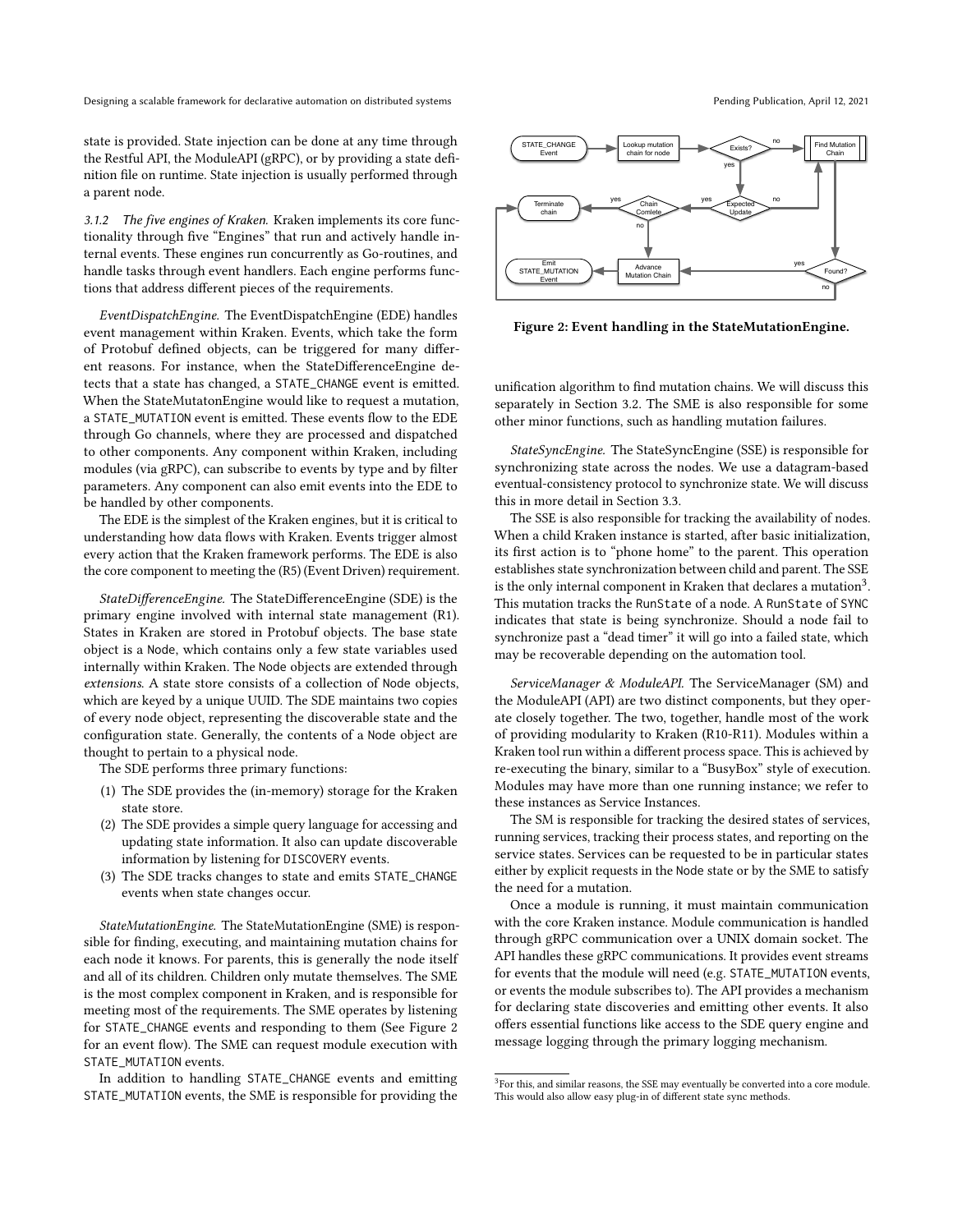state is provided. State injection can be done at any time through the Restful API, the ModuleAPI (gRPC), or by providing a state definition file on runtime. State injection is usually performed through a parent node.

#### 3.1.2 The five engines of Kraken.

Kraken implements its core functionality through five "Engines" that run and actively handle internal events. These engines run concurrently as Go-routines, and handle tasks through event handlers. Each engine performs functions that address different pieces of the requirements.

*EventDispatchEngine.* The EventDispatchEngine (EDE) handles event management within Kraken. Events, which take the form of Protobuf defined objects, can be triggered for many different reasons. For instance, when the StateDifferenceEngine detects that a state has changed, a STATE_CHANGE event is emitted. When the StateMutatonEngine would like to request a mutation, a STATE_MUTATION event is emitted. These events flow to the EDE through Go channels, where they are processed and dispatched to other components. Any component within Kraken, including modules (via gRPC), can subscribe to events by type and by filter parameters. Any component can also emit events into the EDE to be handled by other components.

The EDE is the simplest of the Kraken engines, but it is critical to understanding how data flows with Kraken. Events trigger almost every action that the Kraken framework performs. The EDE is also the core component to meeting the (R5) (Event Driven) requirement.

*StateDifferenceEngine.* The StateDifferenceEngine (SDE) is the primary engine involved with internal state management (R1). States in Kraken are stored in Protobuf objects. The base state object is a Node, which contains only a few state variables used internally within Kraken. The Node objects are extended through *extensions*. A state store consists of a collection of Node objects, which are keyed by a unique UUID. The SDE maintains two copies of every node object, representing the discoverable state and the configuration state. Generally, the contents of a Node object are thought to pertain to a physical node.

The SDE performs three primary functions:

1. The SDE provides the (in-memory) storage for the Kraken state store.
2. The SDE provides a simple query language for accessing and updating state information. It also can update discoverable information by listening for DISCOVERY events.
3. The SDE tracks changes to state and emits STATE_CHANGE events when state changes occur.

*StateMutationEngine.* The StateMutationEngine (SME) is responsible for finding, executing, and maintaining mutation chains for each node it knows. For parents, this is generally the node itself and all of its children. Children only mutate themselves. The SME is the most complex component in Kraken, and is responsible for meeting most of the requirements. The SME operates by listening for STATE_CHANGE events and responding to them (See Figure 2 for an event flow). The SME can request module execution with STATE_MUTATION events.

In addition to handling STATE_CHANGE events and emitting STATE_MUTATION events, the SME is responsible for providing the unification algorithm to find mutation chains. We will discuss this separately in Section 3.2. The SME is also responsible for some other minor functions, such as handling mutation failures.

**Figure 2: Event handling in the StateMutationEngine.**

*StateSyncEngine.* The StateSyncEngine (SSE) is responsible for synchronizing state across the nodes. We use a datagram-based eventual-consistency protocol to synchronize state. We will discuss this in more detail in Section 3.3.

The SSE is also responsible for tracking the availability of nodes. When a child Kraken instance is started, after basic initialization, its first action is to "phone home" to the parent. This operation establishes state synchronization between child and parent. The SSE is the only internal component in Kraken that declares a mutation[3]. This mutation tracks the RunState of a node. A RunState of SYNC indicates that state is being synchronize. Should a node fail to synchronize past a "dead timer" it will go into a failed state, which may be recoverable depending on the automation tool.

*ServiceManager & ModuleAPI.* The ServiceManager (SM) and the ModuleAPI (API) are two distinct components, but they operate closely together. The two, together, handle most of the work of providing modularity to Kraken (R10-R11). Modules within a Kraken tool run within a different process space. This is achieved by re-executing the binary, similar to a "BusyBox" style of execution. Modules may have more than one running instance; we refer to these instances as Service Instances.

The SM is responsible for tracking the desired states of services, running services, tracking their process states, and reporting on the service states. Services can be requested to be in particular states either by explicit requests in the Node state or by the SME to satisfy the need for a mutation.

Once a module is running, it must maintain communication with the core Kraken instance. Module communication is handled through gRPC communication over a UNIX domain socket. The API handles these gRPC communications. It provides event streams for events that the module will need (e.g. STATE_MUTATION events, or events the module subscribes to). The API provides a mechanism for declaring state discoveries and emitting other events. It also offers essential functions like access to the SDE query engine and message logging through the primary logging mechanism.

---

[3] For this, and similar reasons, the SSE may eventually be converted into a core module. This would also allow easy plug-in of different state sync methods.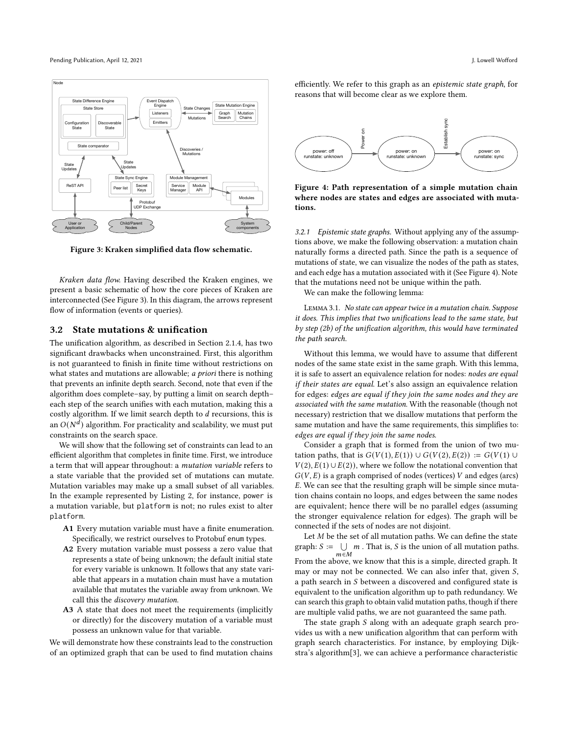Figure 3: Kraken simplified data flow schematic.

*Kraken data flow.* Having described the Kraken engines, we present a basic schematic of how the core pieces of Kraken are interconnected (See Figure 3). In this diagram, the arrows represent flow of information (events or queries).

## 3.2 State mutations & unification

The unification algorithm, as described in Section 2.1.4, has two significant drawbacks when unconstrained. First, this algorithm is not guaranteed to finish in finite time without restrictions on what states and mutations are allowable; *a priori* there is nothing that prevents an infinite depth search. Second, note that even if the algorithm does complete–say, by putting a limit on search depth–each step of the search unifies with each mutation, making this a costly algorithm. If we limit search depth to $d$ recursions, this is an $O(N^d)$ algorithm. For practicality and scalability, we must put constraints on the search space.

We will show that the following set of constraints can lead to an efficient algorithm that completes in finite time. First, we introduce a term that will appear throughout: a *mutation variable* refers to a state variable that the provided set of mutations can mutate. Mutation variables may make up a small subset of all variables. In the example represented by Listing 2, for instance, `power` is a mutation variable, but `platform` is not; no rules exist to alter `platform`.

- **A1** Every mutation variable must have a finite enumeration. Specifically, we restrict ourselves to Protobuf `enum` types.
- **A2** Every mutation variable must possess a zero value that represents a state of being unknown; the default initial state for every variable is unknown. It follows that any state variable that appears in a mutation chain must have a mutation available that mutates the variable away from `unknown`. We call this the *discovery mutation*.
- **A3** A state that does not meet the requirements (implicitly or directly) for the discovery mutation of a variable must possess an unknown value for that variable.

We will demonstrate how these constraints lead to the construction of an optimized graph that can be used to find mutation chains efficiently. We refer to this graph as an *epistemic state graph*, for reasons that will become clear as we explore them.

Figure 4: Path representation of a simple mutation chain where nodes are states and edges are associated with mutations.

*3.2.1 Epistemic state graphs.* Without applying any of the assumptions above, we make the following observation: a mutation chain naturally forms a directed path. Since the path is a sequence of mutations of state, we can visualize the nodes of the path as states, and each edge has a mutation associated with it (See Figure 4). Note that the mutations need not be unique within the path.

We can make the following lemma:

Lemma 3.1. *No state can appear twice in a mutation chain. Suppose it does. This implies that two unifications lead to the same state, but by step (2b) of the unification algorithm, this would have terminated the path search.*

Without this lemma, we would have to assume that different nodes of the same state exist in the same graph. With this lemma, it is safe to assert an equivalence relation for nodes: *nodes are equal if their states are equal*. Let's also assign an equivalence relation for edges: *edges are equal if they join the same nodes and they are associated with the same mutation*. With the reasonable (though not necessary) restriction that we disallow mutations that perform the same mutation and have the same requirements, this simplifies to: *edges are equal if they join the same nodes*.

Consider a graph that is formed from the union of two mutation paths, that is $G(V(1), E(1)) \cup G(V(2), E(2)) := G(V(1) \cup V(2), E(1) \cup E(2))$, where we follow the notational convention that $G(V, E)$ is a graph comprised of nodes (vertices) $V$ and edges (arcs) $E$. We can see that the resulting graph will be simple since mutation chains contain no loops, and edges between the same nodes are equivalent; hence there will be no parallel edges (assuming the stronger equivalence relation for edges). The graph will be connected if the sets of nodes are not disjoint.

Let $M$ be the set of all mutation paths. We can define the state graph: $S := \bigcup_{m \in M} m$. That is, $S$ is the union of all mutation paths. From the above, we know that this is a simple, directed graph. It may or may not be connected. We can also infer that, given $S$, a path search in $S$ between a discovered and configured state is equivalent to the unification algorithm up to path redundancy. We can search this graph to obtain valid mutation paths, though if there are multiple valid paths, we are not guaranteed the same path.

The state graph $S$ along with an adequate graph search provides us with a new unification algorithm that can perform with graph search characteristics. For instance, by employing Dijkstra's algorithm[3], we can achieve a performance characteristic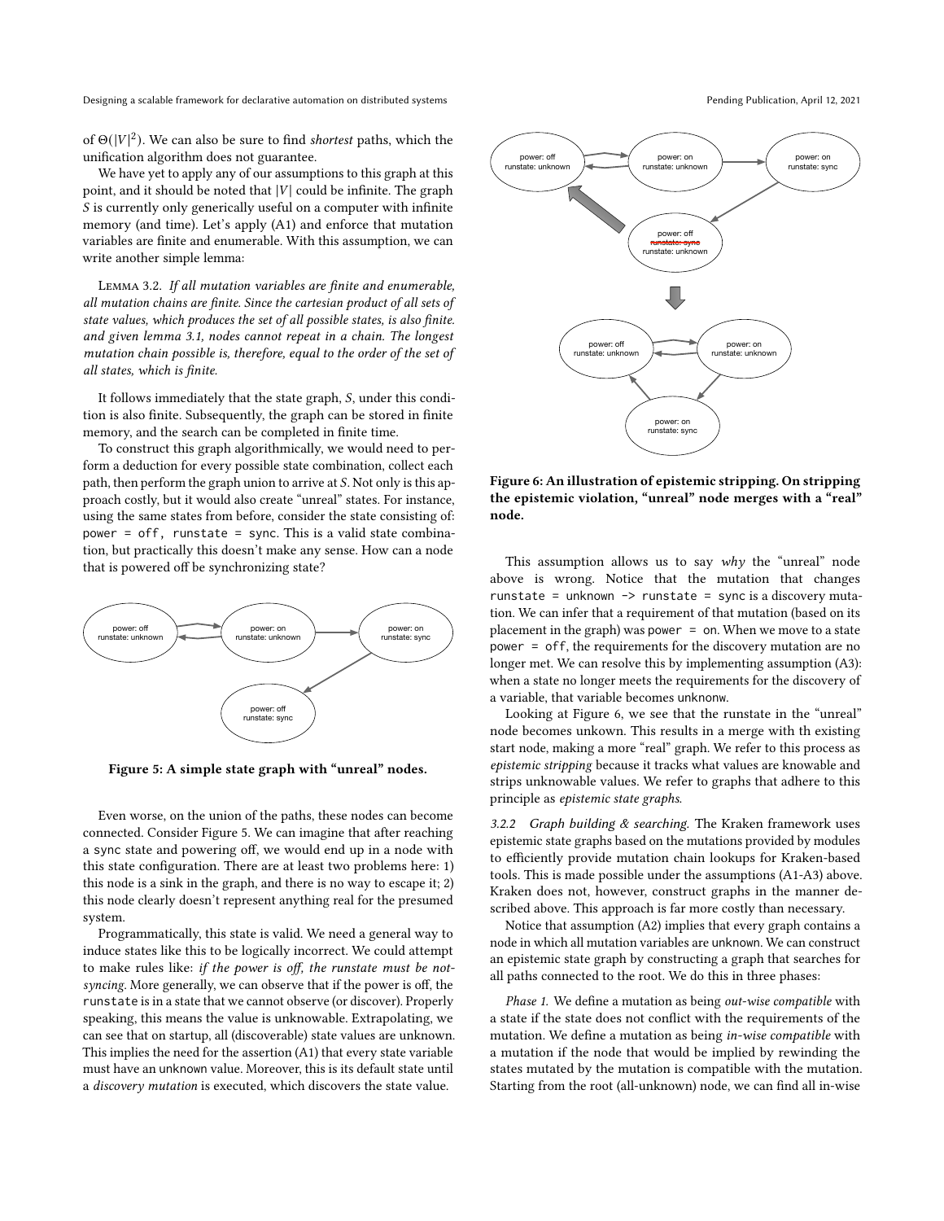of $\Theta(|V|^2)$. We can also be sure to find *shortest* paths, which the unification algorithm does not guarantee.

We have yet to apply any of our assumptions to this graph at this point, and it should be noted that $|V|$ could be infinite. The graph $S$ is currently only generically useful on a computer with infinite memory (and time). Let's apply (A1) and enforce that mutation variables are finite and enumerable. With this assumption, we can write another simple lemma:

LEMMA 3.2. *If all mutation variables are finite and enumerable, all mutation chains are finite. Since the cartesian product of all sets of state values, which produces the set of all possible states, is also finite. and given lemma 3.1, nodes cannot repeat in a chain. The longest mutation chain possible is, therefore, equal to the order of the set of all states, which is finite.*

It follows immediately that the state graph, $S$, under this condition is also finite. Subsequently, the graph can be stored in finite memory, and the search can be completed in finite time.

To construct this graph algorithmically, we would need to perform a deduction for every possible state combination, collect each path, then perform the graph union to arrive at $S$. Not only is this approach costly, but it would also create "unreal" states. For instance, using the same states from before, consider the state consisting of: `power = off, runstate = sync`. This is a valid state combination, but practically this doesn't make any sense. How can a node that is powered off be synchronizing state?

Figure 5: A simple state graph with "unreal" nodes.

Even worse, on the union of the paths, these nodes can become connected. Consider Figure 5. We can imagine that after reaching a `sync` state and powering off, we would end up in a node with this state configuration. There are at least two problems here: 1) this node is a sink in the graph, and there is no way to escape it; 2) this node clearly doesn't represent anything real for the presumed system.

Programmatically, this state is valid. We need a general way to induce states like this to be logically incorrect. We could attempt to make rules like: *if the power is off, the runstate must be not-syncing*. More generally, we can observe that if the power is off, the `runstate` is in a state that we cannot observe (or discover). Properly speaking, this means the value is unknowable. Extrapolating, we can see that on startup, all (discoverable) state values are unknown. This implies the need for the assertion (A1) that every state variable must have an `unknown` value. Moreover, this is its default state until a *discovery mutation* is executed, which discovers the state value.

Figure 6: An illustration of epistemic stripping. On stripping the epistemic violation, "unreal" node merges with a "real" node.

This assumption allows us to say *why* the "unreal" node above is wrong. Notice that the mutation that changes `runstate = unknown -> runstate = sync` is a discovery mutation. We can infer that a requirement of that mutation (based on its placement in the graph) was `power = on`. When we move to a state `power = off`, the requirements for the discovery mutation are no longer met. We can resolve this by implementing assumption (A3): when a state no longer meets the requirements for the discovery of a variable, that variable becomes `unknonw`.

Looking at Figure 6, we see that the runstate in the "unreal" node becomes unkown. This results in a merge with th existing start node, making a more "real" graph. We refer to this process as *epistemic stripping* because it tracks what values are knowable and strips unknowable values. We refer to graphs that adhere to this principle as *epistemic state graphs*.

*3.2.2 Graph building & searching.* The Kraken framework uses epistemic state graphs based on the mutations provided by modules to efficiently provide mutation chain lookups for Kraken-based tools. This is made possible under the assumptions (A1-A3) above. Kraken does not, however, construct graphs in the manner described above. This approach is far more costly than necessary.

Notice that assumption (A2) implies that every graph contains a node in which all mutation variables are `unknown`. We can construct an epistemic state graph by constructing a graph that searches for all paths connected to the root. We do this in three phases:

*Phase 1.* We define a mutation as being *out-wise compatible* with a state if the state does not conflict with the requirements of the mutation. We define a mutation as being *in-wise compatible* with a mutation if the node that would be implied by rewinding the states mutated by the mutation is compatible with the mutation. Starting from the root (all-unknown) node, we can find all in-wise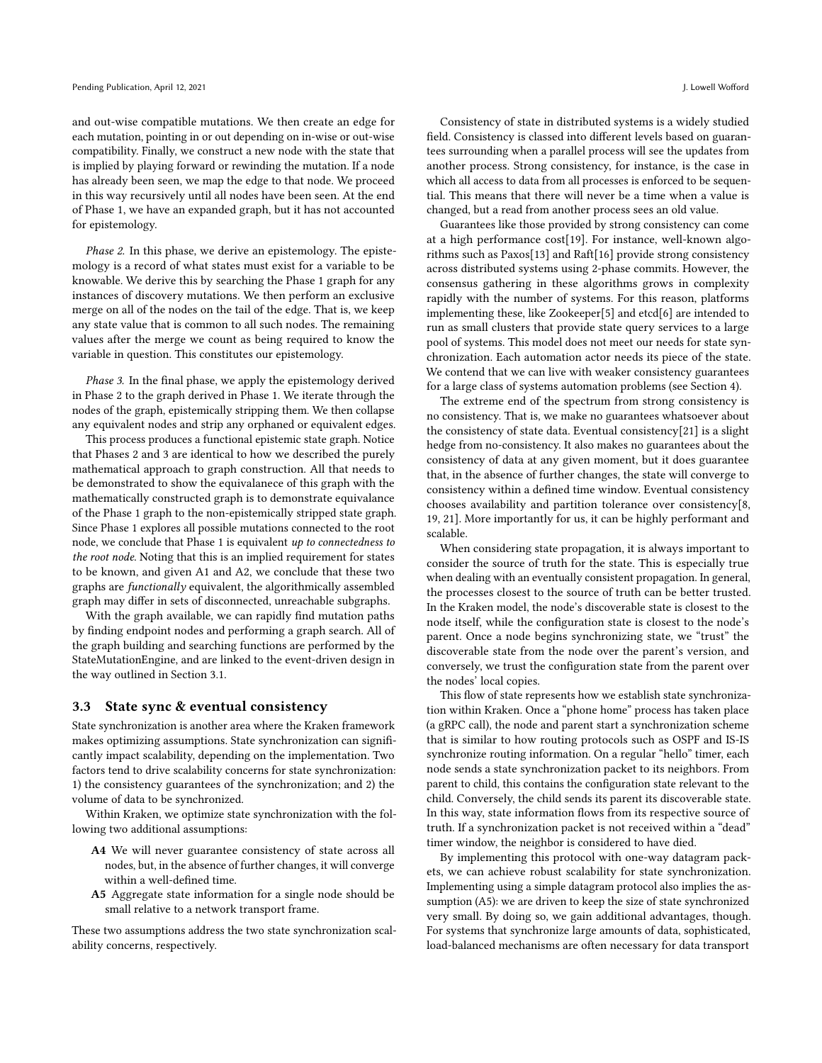and out-wise compatible mutations. We then create an edge for each mutation, pointing in or out depending on in-wise or out-wise compatibility. Finally, we construct a new node with the state that is implied by playing forward or rewinding the mutation. If a node has already been seen, we map the edge to that node. We proceed in this way recursively until all nodes have been seen. At the end of Phase 1, we have an expanded graph, but it has not accounted for epistemology.

*Phase 2.* In this phase, we derive an epistemology. The epistemology is a record of what states must exist for a variable to be knowable. We derive this by searching the Phase 1 graph for any instances of discovery mutations. We then perform an exclusive merge on all of the nodes on the tail of the edge. That is, we keep any state value that is common to all such nodes. The remaining values after the merge we count as being required to know the variable in question. This constitutes our epistemology.

*Phase 3.* In the final phase, we apply the epistemology derived in Phase 2 to the graph derived in Phase 1. We iterate through the nodes of the graph, epistemically stripping them. We then collapse any equivalent nodes and strip any orphaned or equivalent edges.

This process produces a functional epistemic state graph. Notice that Phases 2 and 3 are identical to how we described the purely mathematical approach to graph construction. All that needs to be demonstrated to show the equivalanece of this graph with the mathematically constructed graph is to demonstrate equivalance of the Phase 1 graph to the non-epistemically stripped state graph. Since Phase 1 explores all possible mutations connected to the root node, we conclude that Phase 1 is equivalent *up to connectedness to the root node*. Noting that this is an implied requirement for states to be known, and given A1 and A2, we conclude that these two graphs are *functionally* equivalent, the algorithmically assembled graph may differ in sets of disconnected, unreachable subgraphs.

With the graph available, we can rapidly find mutation paths by finding endpoint nodes and performing a graph search. All of the graph building and searching functions are performed by the StateMutationEngine, and are linked to the event-driven design in the way outlined in Section 3.1.

### 3.3 State sync & eventual consistency

State synchronization is another area where the Kraken framework makes optimizing assumptions. State synchronization can significantly impact scalability, depending on the implementation. Two factors tend to drive scalability concerns for state synchronization: 1) the consistency guarantees of the synchronization; and 2) the volume of data to be synchronized.

Within Kraken, we optimize state synchronization with the following two additional assumptions:

- **A4** We will never guarantee consistency of state across all nodes, but, in the absence of further changes, it will converge within a well-defined time.
- **A5** Aggregate state information for a single node should be small relative to a network transport frame.

These two assumptions address the two state synchronization scalability concerns, respectively.

Consistency of state in distributed systems is a widely studied field. Consistency is classed into different levels based on guarantees surrounding when a parallel process will see the updates from another process. Strong consistency, for instance, is the case in which all access to data from all processes is enforced to be sequential. This means that there will never be a time when a value is changed, but a read from another process sees an old value.

Guarantees like those provided by strong consistency can come at a high performance cost[19]. For instance, well-known algorithms such as Paxos[13] and Raft[16] provide strong consistency across distributed systems using 2-phase commits. However, the consensus gathering in these algorithms grows in complexity rapidly with the number of systems. For this reason, platforms implementing these, like Zookeeper[5] and etcd[6] are intended to run as small clusters that provide state query services to a large pool of systems. This model does not meet our needs for state synchronization. Each automation actor needs its piece of the state. We contend that we can live with weaker consistency guarantees for a large class of systems automation problems (see Section 4).

The extreme end of the spectrum from strong consistency is no consistency. That is, we make no guarantees whatsoever about the consistency of state data. Eventual consistency[21] is a slight hedge from no-consistency. It also makes no guarantees about the consistency of data at any given moment, but it does guarantee that, in the absence of further changes, the state will converge to consistency within a defined time window. Eventual consistency chooses availability and partition tolerance over consistency[8, 19, 21]. More importantly for us, it can be highly performant and scalable.

When considering state propagation, it is always important to consider the source of truth for the state. This is especially true when dealing with an eventually consistent propagation. In general, the processes closest to the source of truth can be better trusted. In the Kraken model, the node's discoverable state is closest to the node itself, while the configuration state is closest to the node's parent. Once a node begins synchronizing state, we "trust" the discoverable state from the node over the parent's version, and conversely, we trust the configuration state from the parent over the nodes' local copies.

This flow of state represents how we establish state synchronization within Kraken. Once a "phone home" process has taken place (a gRPC call), the node and parent start a synchronization scheme that is similar to how routing protocols such as OSPF and IS-IS synchronize routing information. On a regular "hello" timer, each node sends a state synchronization packet to its neighbors. From parent to child, this contains the configuration state relevant to the child. Conversely, the child sends its parent its discoverable state. In this way, state information flows from its respective source of truth. If a synchronization packet is not received within a "dead" timer window, the neighbor is considered to have died.

By implementing this protocol with one-way datagram packets, we can achieve robust scalability for state synchronization. Implementing using a simple datagram protocol also implies the assumption (A5): we are driven to keep the size of state synchronized very small. By doing so, we gain additional advantages, though. For systems that synchronize large amounts of data, sophisticated, load-balanced mechanisms are often necessary for data transport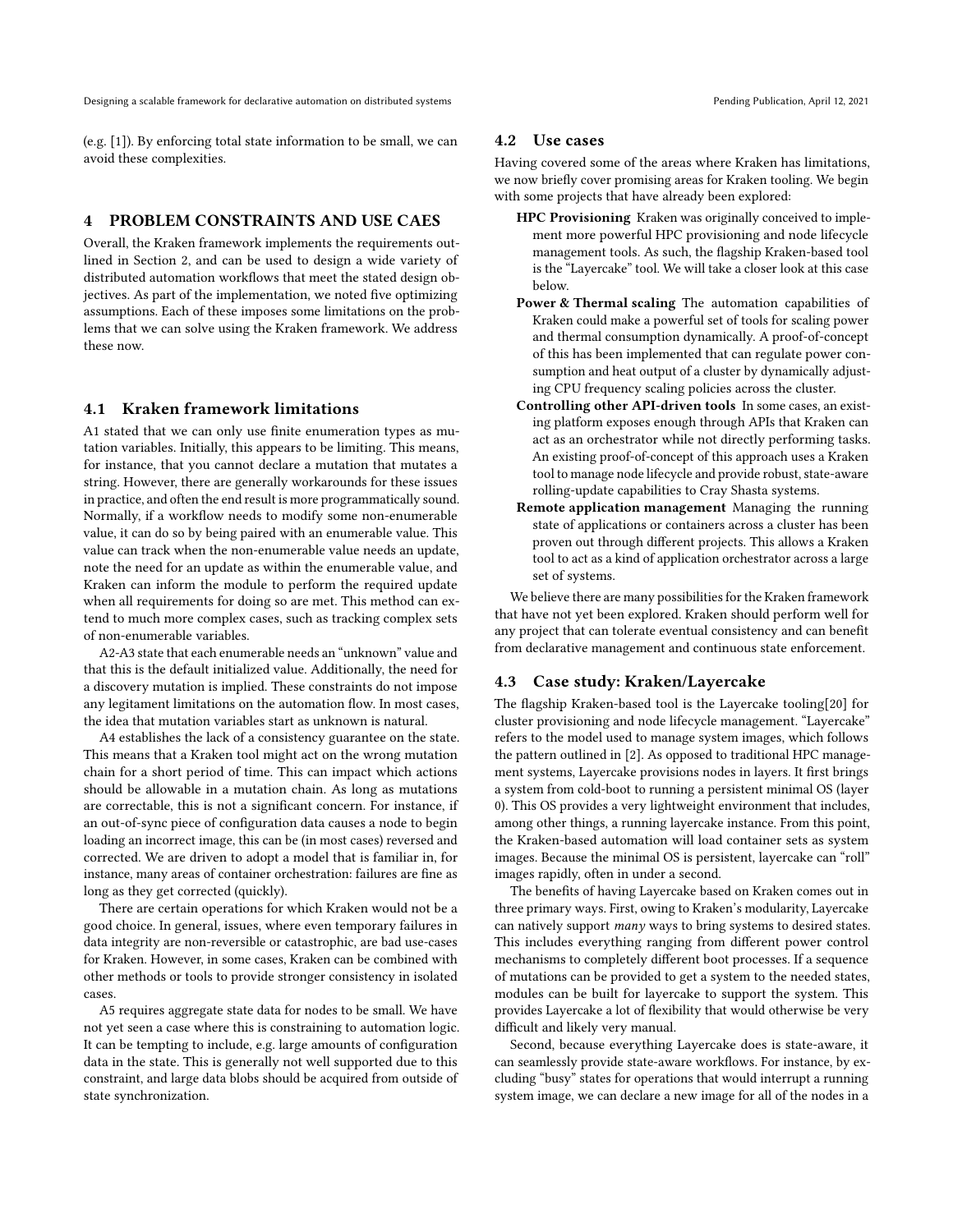(e.g. [1]). By enforcing total state information to be small, we can avoid these complexities.

## 4 PROBLEM CONSTRAINTS AND USE CAES

Overall, the Kraken framework implements the requirements outlined in Section 2, and can be used to design a wide variety of distributed automation workflows that meet the stated design objectives. As part of the implementation, we noted five optimizing assumptions. Each of these imposes some limitations on the problems that we can solve using the Kraken framework. We address these now.

### 4.1 Kraken framework limitations

A1 stated that we can only use finite enumeration types as mutation variables. Initially, this appears to be limiting. This means, for instance, that you cannot declare a mutation that mutates a string. However, there are generally workarounds for these issues in practice, and often the end result is more programmatically sound. Normally, if a workflow needs to modify some non-enumerable value, it can do so by being paired with an enumerable value. This value can track when the non-enumerable value needs an update, note the need for an update as within the enumerable value, and Kraken can inform the module to perform the required update when all requirements for doing so are met. This method can extend to much more complex cases, such as tracking complex sets of non-enumerable variables.

A2-A3 state that each enumerable needs an "unknown" value and that this is the default initialized value. Additionally, the need for a discovery mutation is implied. These constraints do not impose any legitament limitations on the automation flow. In most cases, the idea that mutation variables start as unknown is natural.

A4 establishes the lack of a consistency guarantee on the state. This means that a Kraken tool might act on the wrong mutation chain for a short period of time. This can impact which actions should be allowable in a mutation chain. As long as mutations are correctable, this is not a significant concern. For instance, if an out-of-sync piece of configuration data causes a node to begin loading an incorrect image, this can be (in most cases) reversed and corrected. We are driven to adopt a model that is familiar in, for instance, many areas of container orchestration: failures are fine as long as they get corrected (quickly).

There are certain operations for which Kraken would not be a good choice. In general, issues, where even temporary failures in data integrity are non-reversible or catastrophic, are bad use-cases for Kraken. However, in some cases, Kraken can be combined with other methods or tools to provide stronger consistency in isolated cases.

A5 requires aggregate state data for nodes to be small. We have not yet seen a case where this is constraining to automation logic. It can be tempting to include, e.g. large amounts of configuration data in the state. This is generally not well supported due to this constraint, and large data blobs should be acquired from outside of state synchronization.

### 4.2 Use cases

Having covered some of the areas where Kraken has limitations, we now briefly cover promising areas for Kraken tooling. We begin with some projects that have already been explored:

- **HPC Provisioning** Kraken was originally conceived to implement more powerful HPC provisioning and node lifecycle management tools. As such, the flagship Kraken-based tool is the "Layercake" tool. We will take a closer look at this case below.
- **Power & Thermal scaling** The automation capabilities of Kraken could make a powerful set of tools for scaling power and thermal consumption dynamically. A proof-of-concept of this has been implemented that can regulate power consumption and heat output of a cluster by dynamically adjusting CPU frequency scaling policies across the cluster.
- **Controlling other API-driven tools** In some cases, an existing platform exposes enough through APIs that Kraken can act as an orchestrator while not directly performing tasks. An existing proof-of-concept of this approach uses a Kraken tool to manage node lifecycle and provide robust, state-aware rolling-update capabilities to Cray Shasta systems.
- **Remote application management** Managing the running state of applications or containers across a cluster has been proven out through different projects. This allows a Kraken tool to act as a kind of application orchestrator across a large set of systems.

We believe there are many possibilities for the Kraken framework that have not yet been explored. Kraken should perform well for any project that can tolerate eventual consistency and can benefit from declarative management and continuous state enforcement.

### 4.3 Case study: Kraken/Layercake

The flagship Kraken-based tool is the Layercake tooling[20] for cluster provisioning and node lifecycle management. "Layercake" refers to the model used to manage system images, which follows the pattern outlined in [2]. As opposed to traditional HPC management systems, Layercake provisions nodes in layers. It first brings a system from cold-boot to running a persistent minimal OS (layer 0). This OS provides a very lightweight environment that includes, among other things, a running layercake instance. From this point, the Kraken-based automation will load container sets as system images. Because the minimal OS is persistent, layercake can "roll" images rapidly, often in under a second.

The benefits of having Layercake based on Kraken comes out in three primary ways. First, owing to Kraken's modularity, Layercake can natively support *many* ways to bring systems to desired states. This includes everything ranging from different power control mechanisms to completely different boot processes. If a sequence of mutations can be provided to get a system to the needed states, modules can be built for layercake to support the system. This provides Layercake a lot of flexibility that would otherwise be very difficult and likely very manual.

Second, because everything Layercake does is state-aware, it can seamlessly provide state-aware workflows. For instance, by excluding "busy" states for operations that would interrupt a running system image, we can declare a new image for all of the nodes in a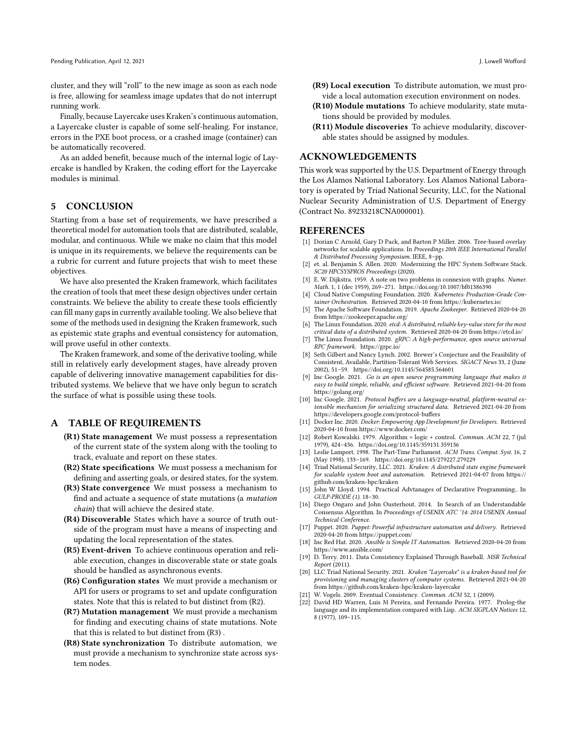cluster, and they will "roll" to the new image as soon as each node is free, allowing for seamless image updates that do not interrupt running work.

Finally, because Layercake uses Kraken's continuous automation, a Layercake cluster is capable of some self-healing. For instance, errors in the PXE boot process, or a crashed image (container) can be automatically recovered.

As an added benefit, because much of the internal logic of Layercake is handled by Kraken, the coding effort for the Layercake modules is minimal.

## 5 CONCLUSION

Starting from a base set of requirements, we have prescribed a theoretical model for automation tools that are distributed, scalable, modular, and continuous. While we make no claim that this model is unique in its requirements, we believe the requirements can be a rubric for current and future projects that wish to meet these objectives.

We have also presented the Kraken framework, which facilitates the creation of tools that meet these design objectives under certain constraints. We believe the ability to create these tools efficiently can fill many gaps in currently available tooling. We also believe that some of the methods used in designing the Kraken framework, such as epistemic state graphs and eventual consistency for automation, will prove useful in other contexts.

The Kraken framework, and some of the derivative tooling, while still in relatively early development stages, have already proven capable of delivering innovative management capabilities for distributed systems. We believe that we have only begun to scratch the surface of what is possible using these tools.

## A TABLE OF REQUIREMENTS

- **(R1) State management** We must possess a representation of the current state of the system along with the tooling to track, evaluate and report on these states.
- **(R2) State specifications** We must possess a mechanism for defining and asserting goals, or desired states, for the system.
- **(R3) State convergence** We must possess a mechanism to find and actuate a sequence of state mutations (a *mutation chain*) that will achieve the desired state.
- **(R4) Discoverable** States which have a source of truth outside of the program must have a means of inspecting and updating the local representation of the states.
- **(R5) Event-driven** To achieve continuous operation and reliable execution, changes in discoverable state or state goals should be handled as asynchronous events.
- **(R6) Configuration states** We must provide a mechanism or API for users or programs to set and update configuration states. Note that this is related to but distinct from (R2).
- **(R7) Mutation management** We must provide a mechanism for finding and executing chains of state mutations. Note that this is related to but distinct from (R3) .
- **(R8) State synchronization** To distribute automation, we must provide a mechanism to synchronize state across system nodes.
- **(R9) Local execution** To distribute automation, we must provide a local automation execution environment on nodes.
- **(R10) Module mutations** To achieve modularity, state mutations should be provided by modules.
- **(R11) Module discoveries** To achieve modularity, discoverable states should be assigned by modules.

## ACKNOWLEDGEMENTS

This work was supported by the U.S. Department of Energy through the Los Alamos National Laboratory. Los Alamos National Laboratory is operated by Triad National Security, LLC, for the National Nuclear Security Administration of U.S. Department of Energy (Contract No. 89233218CNA000001).

## REFERENCES

[1] Dorian C Arnold, Gary D Pack, and Barton P Miller. 2006. Tree-based overlay networks for scalable applications. In *Proceedings 20th IEEE International Parallel & Distributed Processing Symposium*. IEEE, 8–pp.

[2] et. al. Benjamin S. Allen. 2020. Modernizing the HPC System Software Stack. *SC20 HPCSYSPROS Proceedings* (2020).

[3] E. W. Dijkstra. 1959. A note on two problems in connexion with graphs. *Numer. Math.* 1, 1 (dec 1959), 269–271. https://doi.org/10.1007/bf01386390

[4] Cloud Native Computing Foundation. 2020. *Kubernetes: Production-Grade Container Orchestration.* Retrieved 2020-04-10 from https://kubernetes.io/

[5] The Apache Software Foundation. 2019. *Apache Zookeeper.* Retrieved 2020-04-20 from https://zookeeper.apache.org/

[6] The Linux Foundation. 2020. *etcd: A distributed, reliable key-value store for the most critical data of a distributed system.* Retrieved 2020-04-20 from https://etcd.io/

[7] The Linux Foundation. 2020. *gRPC: A high-performance, open source universal RPC framework.* https://grpc.io/

[8] Seth Gilbert and Nancy Lynch. 2002. Brewer's Conjecture and the Feasibility of Consistent, Available, Partition-Tolerant Web Services. *SIGACT News* 33, 2 (June 2002), 51–59. https://doi.org/10.1145/564585.564601

[9] Inc Google. 2021. *Go is an open source programming language that makes it easy to build simple, reliable, and efficient software.* Retrieved 2021-04-20 from https://golang.org/

[10] Inc Google. 2021. *Protocol buffers are a language-neutral, platform-neutral extensible mechanism for serializing structured data.* Retrieved 2021-04-20 from https://developers.google.com/protocol-buffers

[11] Docker Inc. 2020. *Docker: Empowering App Development for Developers.* Retrieved 2020-04-10 from https://www.docker.com/

[12] Robert Kowalski. 1979. Algorithm = logic + control. *Commun. ACM* 22, 7 (jul 1979), 424–436. https://doi.org/10.1145/359131.359136

[13] Leslie Lamport. 1998. The Part-Time Parliament. *ACM Trans. Comput. Syst.* 16, 2 (May 1998), 133–169. https://doi.org/10.1145/279227.279229

[14] Triad National Security, LLC. 2021. *Kraken: A distributed state engine framework for scalable system boot and automation.* Retrieved 2021-04-07 from https://github.com/kraken-hpc/kraken

[15] John W Lloyd. 1994. Practical Advtanages of Declarative Programming.. In *GULP-PRODE (1)*. 18–30.

[16] Diego Ongaro and John Ousterhout. 2014. In Search of an Understandable Consensus Algorithm. In *Proceedings of USENIX ATC '14: 2014 USENIX Annual Technical Conference.*

[17] Puppet. 2020. *Puppet: Powerful infrastructure automation and delivery.* Retrieved 2020-04-20 from https://puppet.com/

[18] Inc Red Hat. 2020. *Ansible is Simple IT Automation.* Retrieved 2020-04-20 from https://www.ansible.com/

[19] D. Terry. 2011. Data Consistency Explained Through Baseball. *MSR Technical Report* (2011).

[20] LLC Triad National Security. 2021. *Kraken "Layercake" is a kraken-based tool for provisioning and managing clusters of computer systems.* Retrieved 2021-04-20 from https://github.com/kraken-hpc/kraken-layercake

[21] W. Vogels. 2009. Eventual Consistency. *Commun. ACM* 52, 1 (2009).

[22] David HD Warren, Luis M Pereira, and Fernando Pereira. 1977. Prolog-the language and its implementation compared with Lisp. *ACM SIGPLAN Notices* 12, 8 (1977), 109–115.